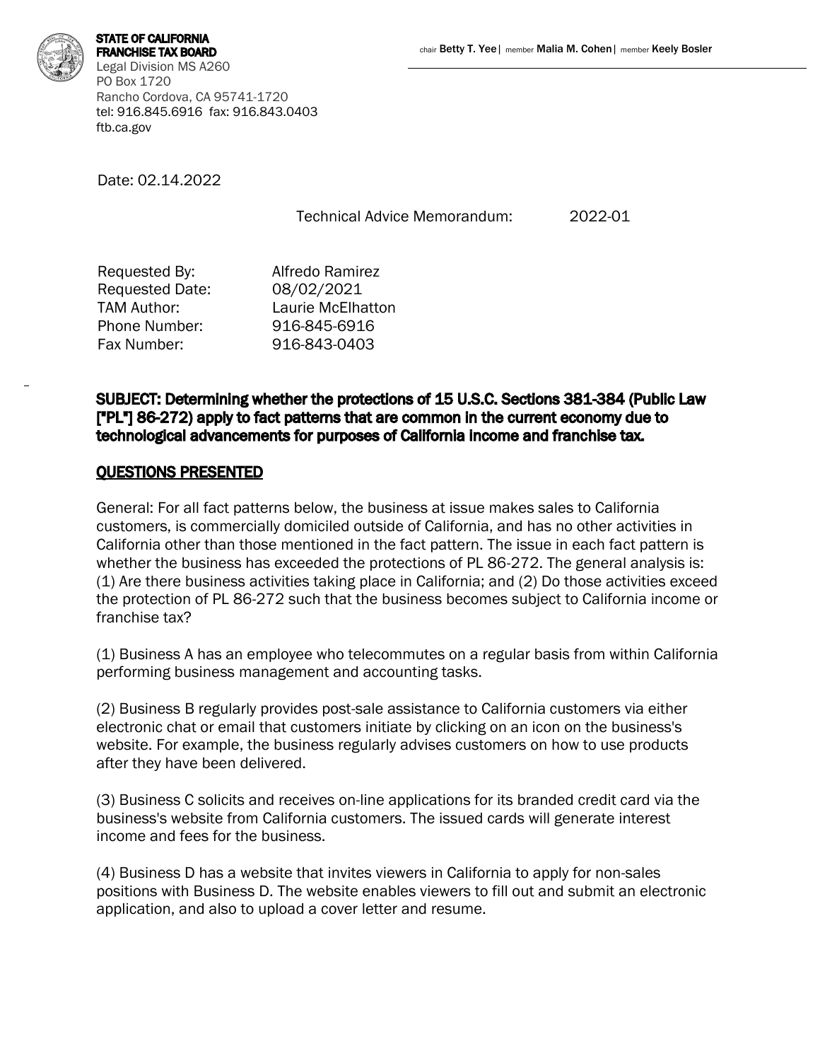**STATE OF CALIFORNIA**
**FRANCHISE TAX BOARD**
Legal Division MS A260
PO Box 1720
Rancho Cordova, CA 95741-1720
tel: 916.845.6916 fax: 916.843.0403
ftb.ca.gov

chair **Betty T. Yee** | member **Malia M. Cohen** | member **Keely Bosler**

Date: 02.14.2022

Technical Advice Memorandum: 2022-01

| | |
|---|---|
| Requested By: | Alfredo Ramirez |
| Requested Date: | 08/02/2021 |
| TAM Author: | Laurie McElhatton |
| Phone Number: | 916-845-6916 |
| Fax Number: | 916-843-0403 |

**SUBJECT: Determining whether the protections of 15 U.S.C. Sections 381-384 (Public Law ["PL"] 86-272) apply to fact patterns that are common in the current economy due to technological advancements for purposes of California income and franchise tax.**

## QUESTIONS PRESENTED

General: For all fact patterns below, the business at issue makes sales to California customers, is commercially domiciled outside of California, and has no other activities in California other than those mentioned in the fact pattern. The issue in each fact pattern is whether the business has exceeded the protections of PL 86-272. The general analysis is: (1) Are there business activities taking place in California; and (2) Do those activities exceed the protection of PL 86-272 such that the business becomes subject to California income or franchise tax?

(1) Business A has an employee who telecommutes on a regular basis from within California performing business management and accounting tasks.

(2) Business B regularly provides post-sale assistance to California customers via either electronic chat or email that customers initiate by clicking on an icon on the business's website. For example, the business regularly advises customers on how to use products after they have been delivered.

(3) Business C solicits and receives on-line applications for its branded credit card via the business's website from California customers. The issued cards will generate interest income and fees for the business.

(4) Business D has a website that invites viewers in California to apply for non-sales positions with Business D. The website enables viewers to fill out and submit an electronic application, and also to upload a cover letter and resume.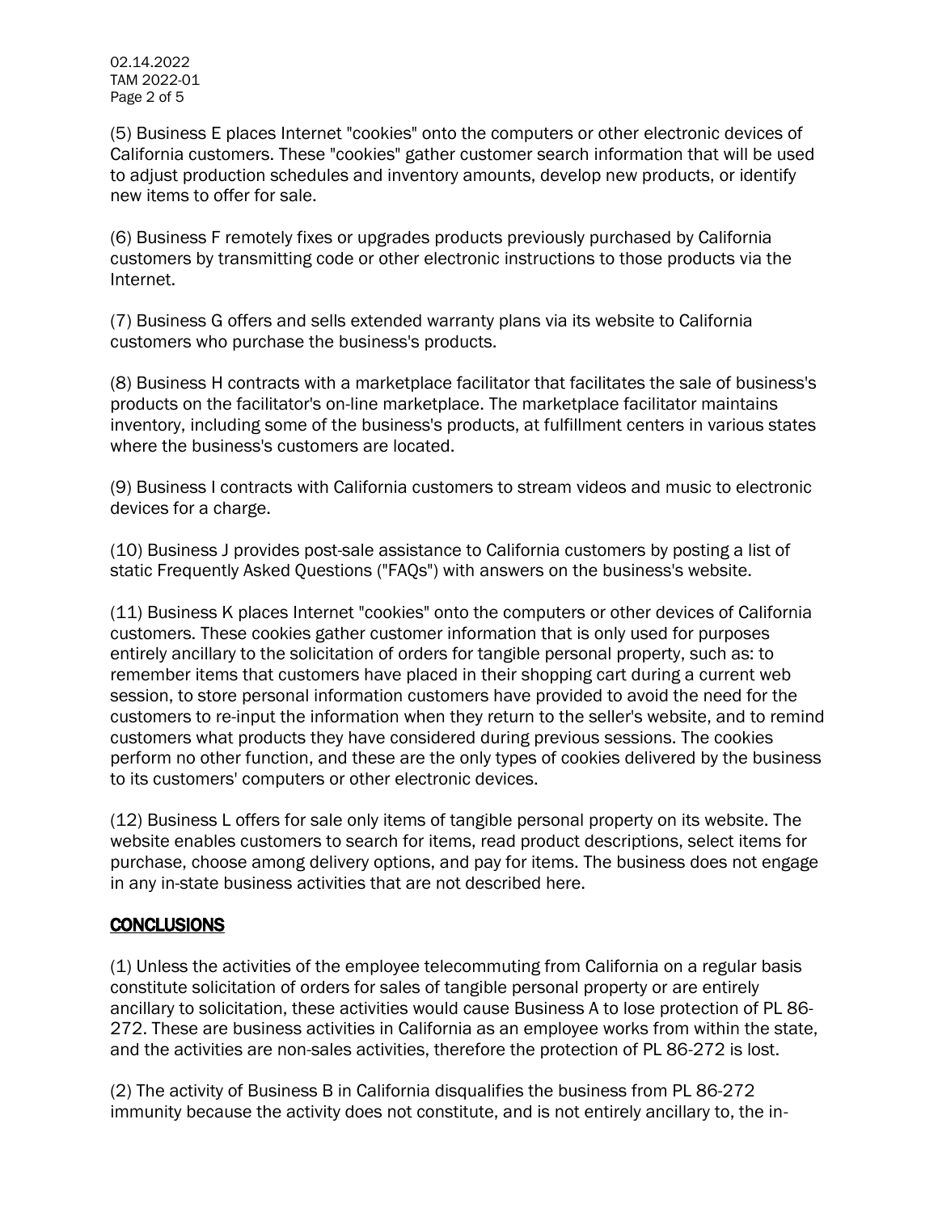(5) Business E places Internet "cookies" onto the computers or other electronic devices of California customers. These "cookies" gather customer search information that will be used to adjust production schedules and inventory amounts, develop new products, or identify new items to offer for sale.

(6) Business F remotely fixes or upgrades products previously purchased by California customers by transmitting code or other electronic instructions to those products via the Internet.

(7) Business G offers and sells extended warranty plans via its website to California customers who purchase the business's products.

(8) Business H contracts with a marketplace facilitator that facilitates the sale of business's products on the facilitator's on-line marketplace. The marketplace facilitator maintains inventory, including some of the business's products, at fulfillment centers in various states where the business's customers are located.

(9) Business I contracts with California customers to stream videos and music to electronic devices for a charge.

(10) Business J provides post-sale assistance to California customers by posting a list of static Frequently Asked Questions ("FAQs") with answers on the business's website.

(11) Business K places Internet "cookies" onto the computers or other devices of California customers. These cookies gather customer information that is only used for purposes entirely ancillary to the solicitation of orders for tangible personal property, such as: to remember items that customers have placed in their shopping cart during a current web session, to store personal information customers have provided to avoid the need for the customers to re-input the information when they return to the seller's website, and to remind customers what products they have considered during previous sessions. The cookies perform no other function, and these are the only types of cookies delivered by the business to its customers' computers or other electronic devices.

(12) Business L offers for sale only items of tangible personal property on its website. The website enables customers to search for items, read product descriptions, select items for purchase, choose among delivery options, and pay for items. The business does not engage in any in-state business activities that are not described here.

## CONCLUSIONS

(1) Unless the activities of the employee telecommuting from California on a regular basis constitute solicitation of orders for sales of tangible personal property or are entirely ancillary to solicitation, these activities would cause Business A to lose protection of PL 86-272. These are business activities in California as an employee works from within the state, and the activities are non-sales activities, therefore the protection of PL 86-272 is lost.

(2) The activity of Business B in California disqualifies the business from PL 86-272 immunity because the activity does not constitute, and is not entirely ancillary to, the in-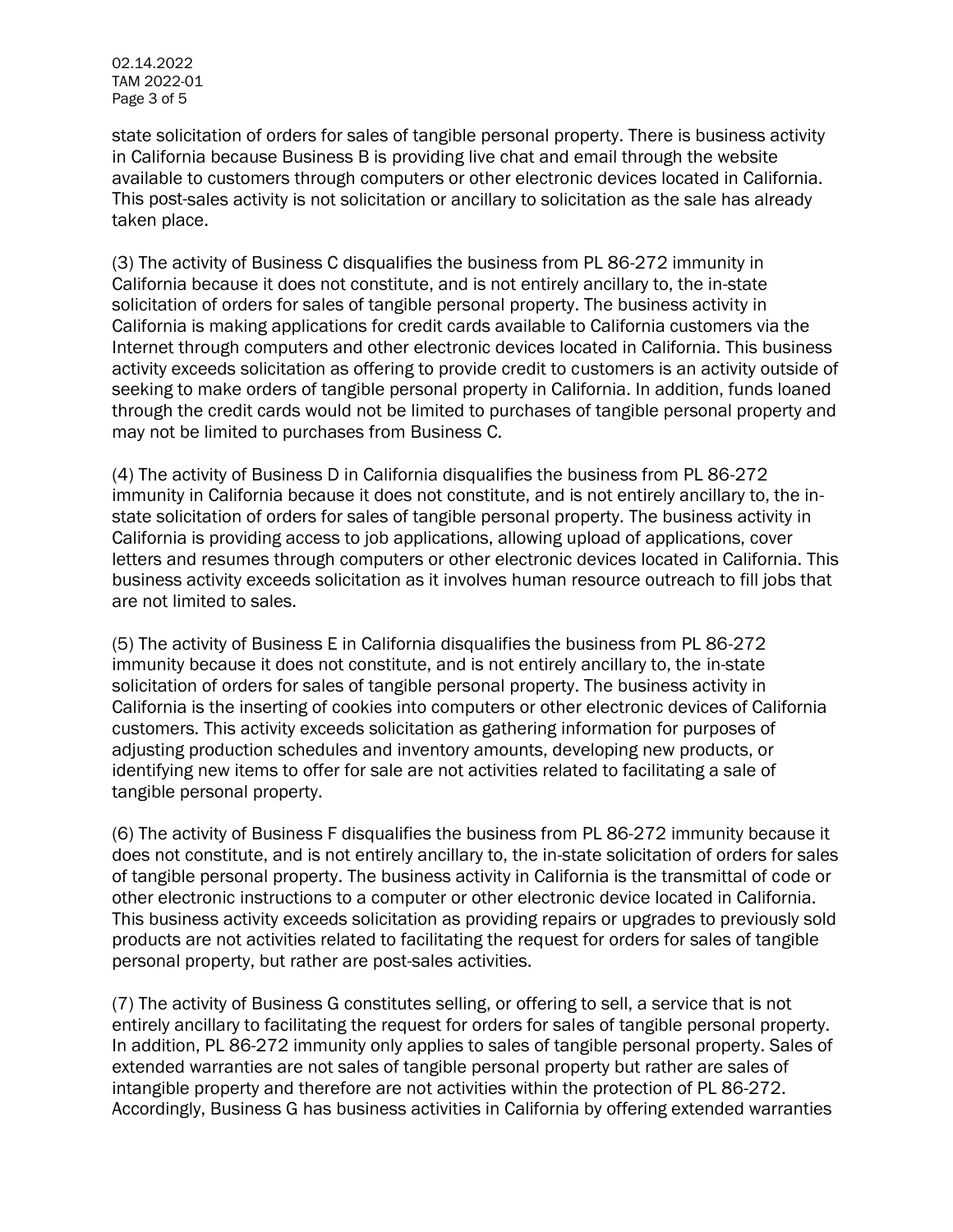state solicitation of orders for sales of tangible personal property. There is business activity in California because Business B is providing live chat and email through the website available to customers through computers or other electronic devices located in California. This post-sales activity is not solicitation or ancillary to solicitation as the sale has already taken place.

(3) The activity of Business C disqualifies the business from PL 86-272 immunity in California because it does not constitute, and is not entirely ancillary to, the in-state solicitation of orders for sales of tangible personal property. The business activity in California is making applications for credit cards available to California customers via the Internet through computers and other electronic devices located in California. This business activity exceeds solicitation as offering to provide credit to customers is an activity outside of seeking to make orders of tangible personal property in California. In addition, funds loaned through the credit cards would not be limited to purchases of tangible personal property and may not be limited to purchases from Business C.

(4) The activity of Business D in California disqualifies the business from PL 86-272 immunity in California because it does not constitute, and is not entirely ancillary to, the in-state solicitation of orders for sales of tangible personal property. The business activity in California is providing access to job applications, allowing upload of applications, cover letters and resumes through computers or other electronic devices located in California. This business activity exceeds solicitation as it involves human resource outreach to fill jobs that are not limited to sales.

(5) The activity of Business E in California disqualifies the business from PL 86-272 immunity because it does not constitute, and is not entirely ancillary to, the in-state solicitation of orders for sales of tangible personal property. The business activity in California is the inserting of cookies into computers or other electronic devices of California customers. This activity exceeds solicitation as gathering information for purposes of adjusting production schedules and inventory amounts, developing new products, or identifying new items to offer for sale are not activities related to facilitating a sale of tangible personal property.

(6) The activity of Business F disqualifies the business from PL 86-272 immunity because it does not constitute, and is not entirely ancillary to, the in-state solicitation of orders for sales of tangible personal property. The business activity in California is the transmittal of code or other electronic instructions to a computer or other electronic device located in California. This business activity exceeds solicitation as providing repairs or upgrades to previously sold products are not activities related to facilitating the request for orders for sales of tangible personal property, but rather are post-sales activities.

(7) The activity of Business G constitutes selling, or offering to sell, a service that is not entirely ancillary to facilitating the request for orders for sales of tangible personal property. In addition, PL 86-272 immunity only applies to sales of tangible personal property. Sales of extended warranties are not sales of tangible personal property but rather are sales of intangible property and therefore are not activities within the protection of PL 86-272. Accordingly, Business G has business activities in California by offering extended warranties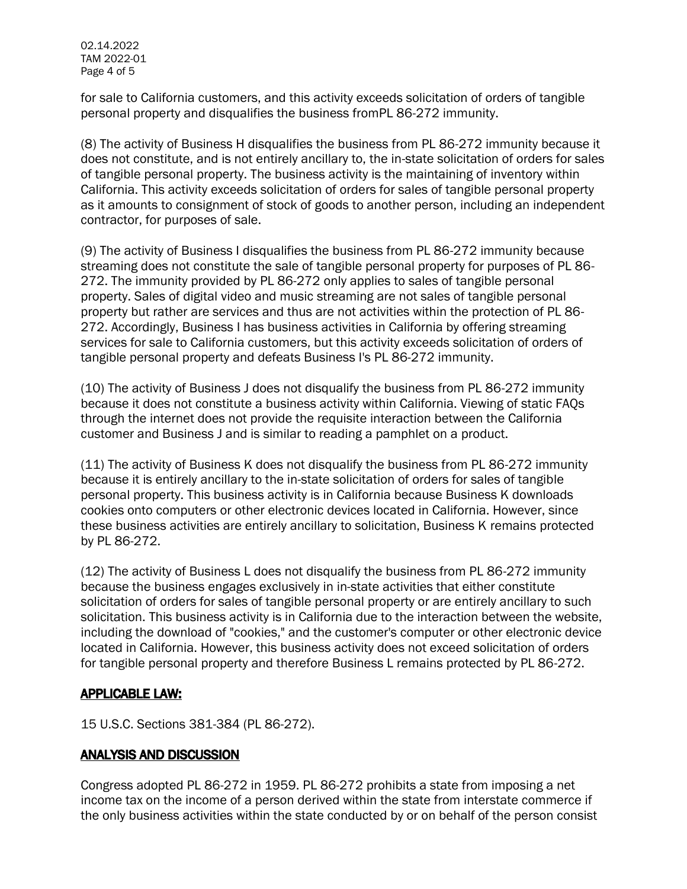for sale to California customers, and this activity exceeds solicitation of orders of tangible personal property and disqualifies the business fromPL 86-272 immunity.

(8) The activity of Business H disqualifies the business from PL 86-272 immunity because it does not constitute, and is not entirely ancillary to, the in-state solicitation of orders for sales of tangible personal property. The business activity is the maintaining of inventory within California. This activity exceeds solicitation of orders for sales of tangible personal property as it amounts to consignment of stock of goods to another person, including an independent contractor, for purposes of sale.

(9) The activity of Business I disqualifies the business from PL 86-272 immunity because streaming does not constitute the sale of tangible personal property for purposes of PL 86-272. The immunity provided by PL 86-272 only applies to sales of tangible personal property. Sales of digital video and music streaming are not sales of tangible personal property but rather are services and thus are not activities within the protection of PL 86-272. Accordingly, Business I has business activities in California by offering streaming services for sale to California customers, but this activity exceeds solicitation of orders of tangible personal property and defeats Business I's PL 86-272 immunity.

(10) The activity of Business J does not disqualify the business from PL 86-272 immunity because it does not constitute a business activity within California. Viewing of static FAQs through the internet does not provide the requisite interaction between the California customer and Business J and is similar to reading a pamphlet on a product.

(11) The activity of Business K does not disqualify the business from PL 86-272 immunity because it is entirely ancillary to the in-state solicitation of orders for sales of tangible personal property. This business activity is in California because Business K downloads cookies onto computers or other electronic devices located in California. However, since these business activities are entirely ancillary to solicitation, Business K remains protected by PL 86-272.

(12) The activity of Business L does not disqualify the business from PL 86-272 immunity because the business engages exclusively in in-state activities that either constitute solicitation of orders for sales of tangible personal property or are entirely ancillary to such solicitation. This business activity is in California due to the interaction between the website, including the download of "cookies," and the customer's computer or other electronic device located in California. However, this business activity does not exceed solicitation of orders for tangible personal property and therefore Business L remains protected by PL 86-272.

## APPLICABLE LAW:

15 U.S.C. Sections 381-384 (PL 86-272).

## ANALYSIS AND DISCUSSION

Congress adopted PL 86-272 in 1959. PL 86-272 prohibits a state from imposing a net income tax on the income of a person derived within the state from interstate commerce if the only business activities within the state conducted by or on behalf of the person consist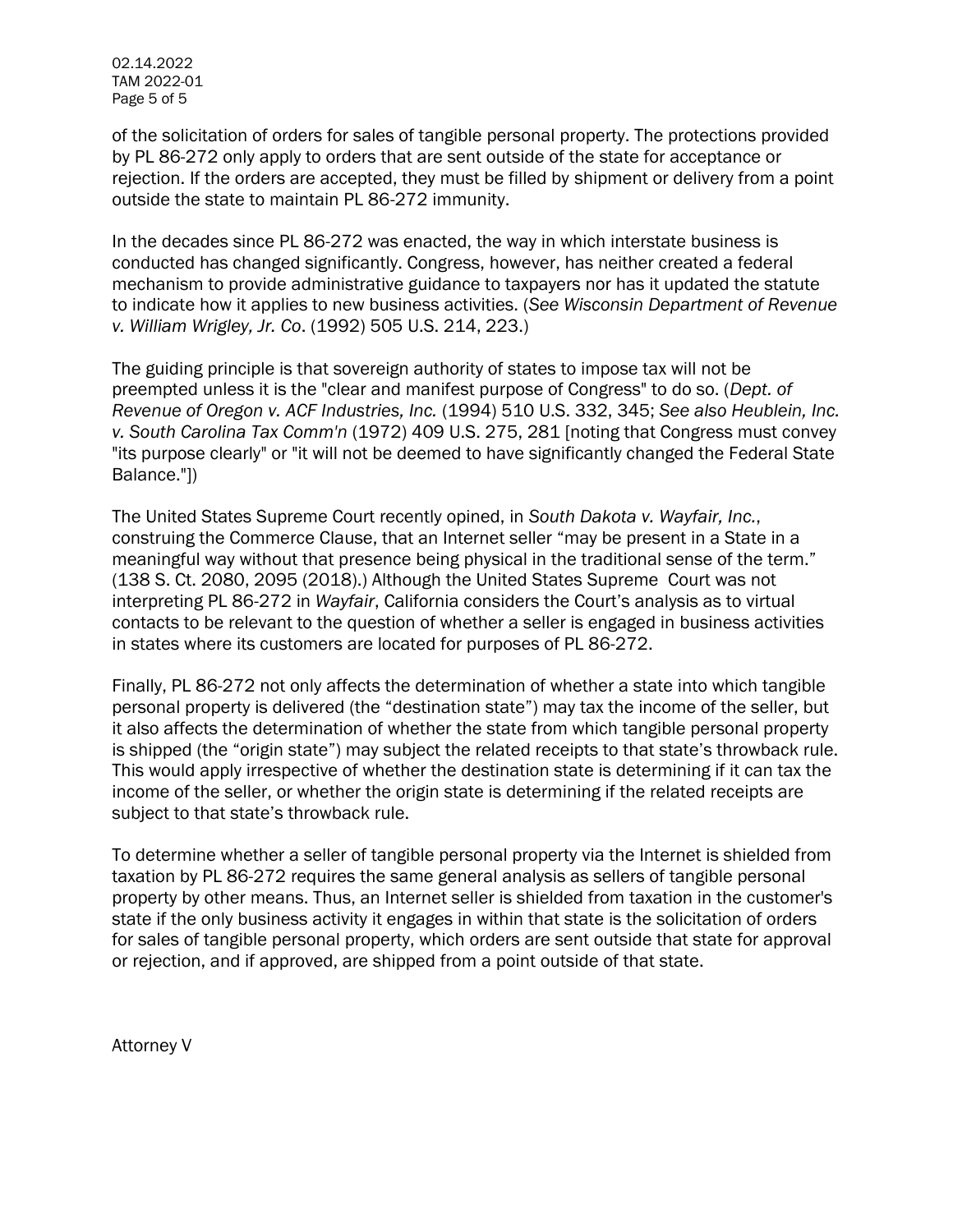of the solicitation of orders for sales of tangible personal property. The protections provided by PL 86-272 only apply to orders that are sent outside of the state for acceptance or rejection. If the orders are accepted, they must be filled by shipment or delivery from a point outside the state to maintain PL 86-272 immunity.

In the decades since PL 86-272 was enacted, the way in which interstate business is conducted has changed significantly. Congress, however, has neither created a federal mechanism to provide administrative guidance to taxpayers nor has it updated the statute to indicate how it applies to new business activities. (*See Wisconsin Department of Revenue v. William Wrigley, Jr. Co*. (1992) 505 U.S. 214, 223.)

The guiding principle is that sovereign authority of states to impose tax will not be preempted unless it is the "clear and manifest purpose of Congress" to do so. (*Dept. of Revenue of Oregon v. ACF Industries, Inc.* (1994) 510 U.S. 332, 345; *See also Heublein, Inc. v. South Carolina Tax Comm'n* (1972) 409 U.S. 275, 281 [noting that Congress must convey "its purpose clearly" or "it will not be deemed to have significantly changed the Federal State Balance."])

The United States Supreme Court recently opined, in *South Dakota v. Wayfair, Inc.*, construing the Commerce Clause, that an Internet seller "may be present in a State in a meaningful way without that presence being physical in the traditional sense of the term." (138 S. Ct. 2080, 2095 (2018).) Although the United States Supreme Court was not interpreting PL 86-272 in *Wayfair*, California considers the Court's analysis as to virtual contacts to be relevant to the question of whether a seller is engaged in business activities in states where its customers are located for purposes of PL 86-272.

Finally, PL 86-272 not only affects the determination of whether a state into which tangible personal property is delivered (the "destination state") may tax the income of the seller, but it also affects the determination of whether the state from which tangible personal property is shipped (the "origin state") may subject the related receipts to that state's throwback rule. This would apply irrespective of whether the destination state is determining if it can tax the income of the seller, or whether the origin state is determining if the related receipts are subject to that state's throwback rule.

To determine whether a seller of tangible personal property via the Internet is shielded from taxation by PL 86-272 requires the same general analysis as sellers of tangible personal property by other means. Thus, an Internet seller is shielded from taxation in the customer's state if the only business activity it engages in within that state is the solicitation of orders for sales of tangible personal property, which orders are sent outside that state for approval or rejection, and if approved, are shipped from a point outside of that state.

Attorney V